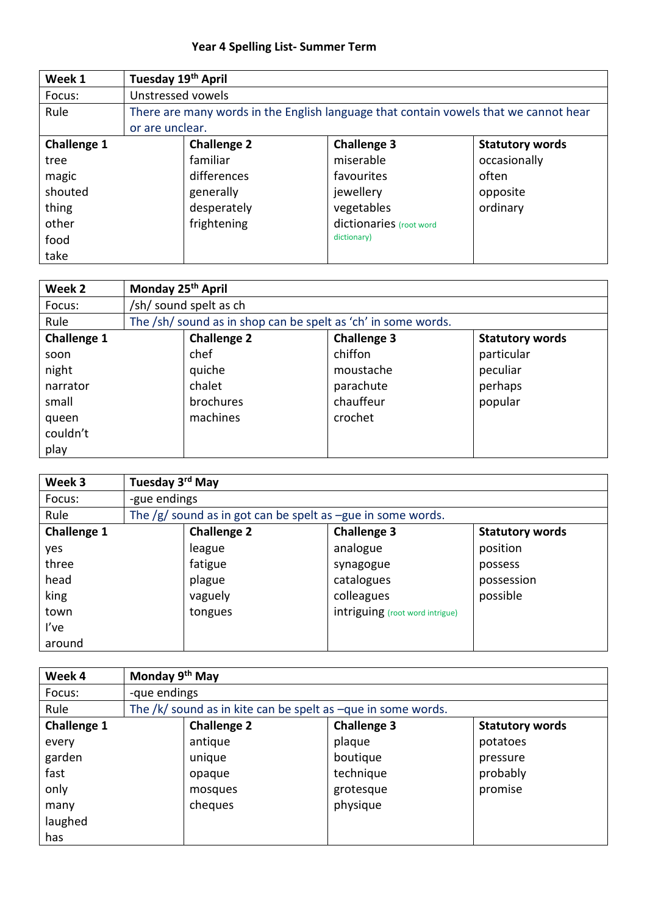# Year 4 Spelling List- Summer Term

| Week 1 | Tuesday 19th April | | |
|---|---|---|---|
| Focus: | Unstressed vowels | | |
| Rule | There are many words in the English language that contain vowels that we cannot hear or are unclear. | | |
| **Challenge 1** | **Challenge 2** | **Challenge 3** | **Statutory words** |
| tree | familiar | miserable | occasionally |
| magic | differences | favourites | often |
| shouted | generally | jewellery | opposite |
| thing | desperately | vegetables | ordinary |
| other | frightening | dictionaries (root word dictionary) | |
| food | | | |
| take | | | |

| Week 2 | Monday 25th April | | |
|---|---|---|---|
| Focus: | /sh/ sound spelt as ch | | |
| Rule | The /sh/ sound as in shop can be spelt as 'ch' in some words. | | |
| **Challenge 1** | **Challenge 2** | **Challenge 3** | **Statutory words** |
| soon | chef | chiffon | particular |
| night | quiche | moustache | peculiar |
| narrator | chalet | parachute | perhaps |
| small | brochures | chauffeur | popular |
| queen | machines | crochet | |
| couldn't | | | |
| play | | | |

| Week 3 | Tuesday 3rd May | | |
|---|---|---|---|
| Focus: | -gue endings | | |
| Rule | The /g/ sound as in got can be spelt as –gue in some words. | | |
| **Challenge 1** | **Challenge 2** | **Challenge 3** | **Statutory words** |
| yes | league | analogue | position |
| three | fatigue | synagogue | possess |
| head | plague | catalogues | possession |
| king | vaguely | colleagues | possible |
| town | tongues | intriguing (root word intrigue) | |
| I've | | | |
| around | | | |

| Week 4 | Monday 9th May | | |
|---|---|---|---|
| Focus: | -que endings | | |
| Rule | The /k/ sound as in kite can be spelt as –que in some words. | | |
| **Challenge 1** | **Challenge 2** | **Challenge 3** | **Statutory words** |
| every | antique | plaque | potatoes |
| garden | unique | boutique | pressure |
| fast | opaque | technique | probably |
| only | mosques | grotesque | promise |
| many | cheques | physique | |
| laughed | | | |
| has | | | |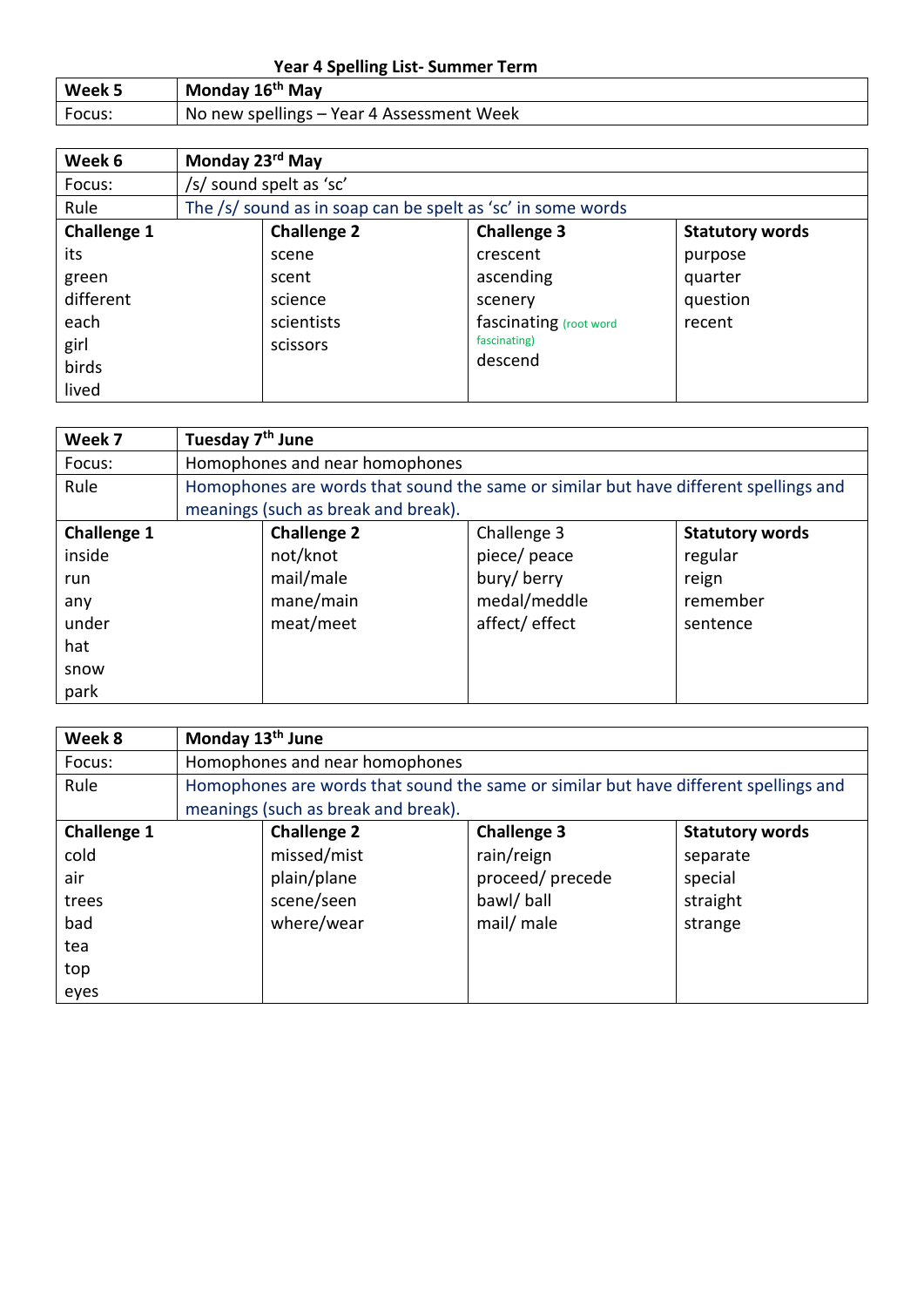**Year 4 Spelling List- Summer Term**

| **Week 5** | **Monday 16th May** |
|---|---|
| Focus: | No new spellings – Year 4 Assessment Week |

| **Week 6** | **Monday 23rd May** | | |
|---|---|---|---|
| Focus: | /s/ sound spelt as 'sc' | | |
| Rule | The /s/ sound as in soap can be spelt as 'sc' in some words | | |
| **Challenge 1** | **Challenge 2** | **Challenge 3** | **Statutory words** |
| its | scene | crescent | purpose |
| green | scent | ascending | quarter |
| different | science | scenery | question |
| each | scientists | fascinating (root word fascinating) | recent |
| girl | scissors | descend | |
| birds | | | |
| lived | | | |

| **Week 7** | **Tuesday 7th June** | | |
|---|---|---|---|
| Focus: | Homophones and near homophones | | |
| Rule | Homophones are words that sound the same or similar but have different spellings and meanings (such as break and break). | | |
| **Challenge 1** | **Challenge 2** | Challenge 3 | **Statutory words** |
| inside | not/knot | piece/ peace | regular |
| run | mail/male | bury/ berry | reign |
| any | mane/main | medal/meddle | remember |
| under | meat/meet | affect/ effect | sentence |
| hat | | | |
| snow | | | |
| park | | | |

| **Week 8** | **Monday 13th June** | | |
|---|---|---|---|
| Focus: | Homophones and near homophones | | |
| Rule | Homophones are words that sound the same or similar but have different spellings and meanings (such as break and break). | | |
| **Challenge 1** | **Challenge 2** | **Challenge 3** | **Statutory words** |
| cold | missed/mist | rain/reign | separate |
| air | plain/plane | proceed/ precede | special |
| trees | scene/seen | bawl/ ball | straight |
| bad | where/wear | mail/ male | strange |
| tea | | | |
| top | | | |
| eyes | | | |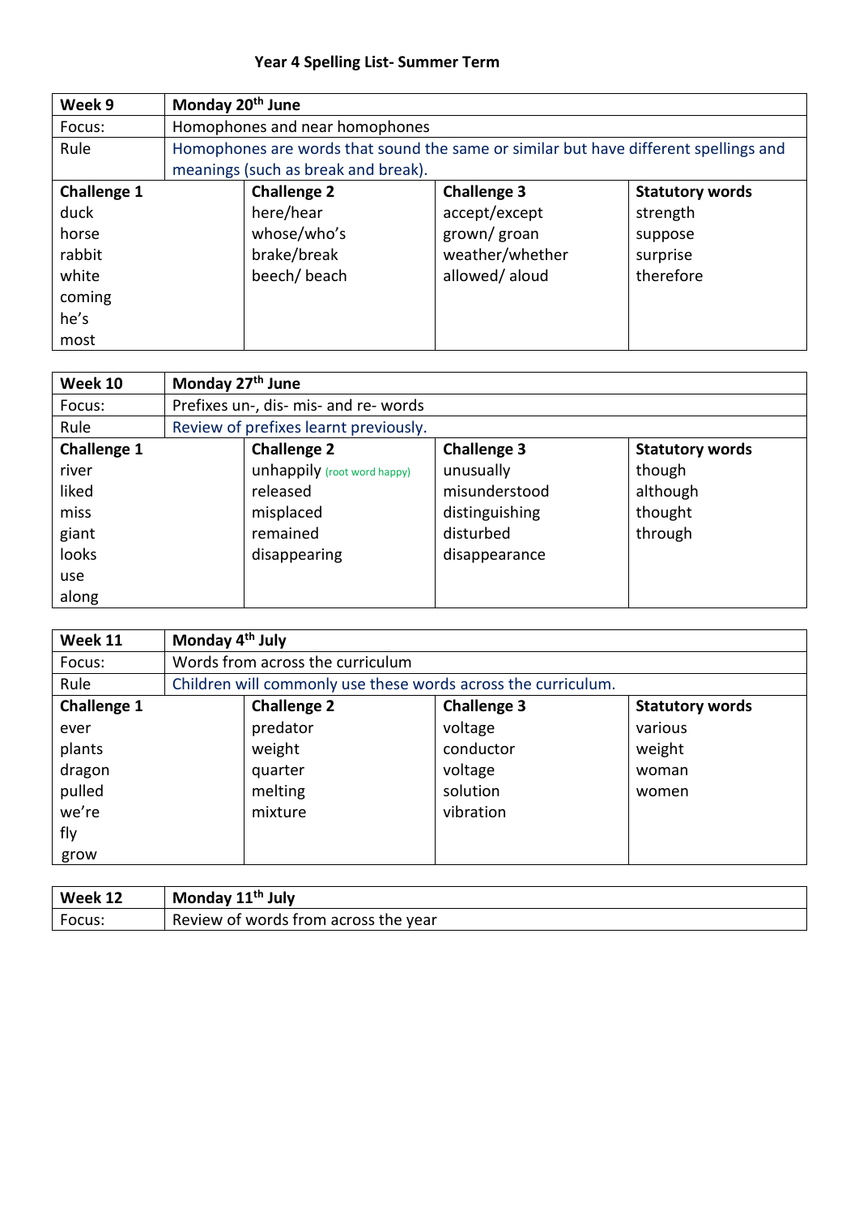# Year 4 Spelling List- Summer Term

| **Week 9** | **Monday 20th June** | | |
|---|---|---|---|
| Focus: | Homophones and near homophones | | |
| Rule | Homophones are words that sound the same or similar but have different spellings and meanings (such as break and break). | | |
| **Challenge 1** | **Challenge 2** | **Challenge 3** | **Statutory words** |
| duck | here/hear | accept/except | strength |
| horse | whose/who's | grown/ groan | suppose |
| rabbit | brake/break | weather/whether | surprise |
| white | beech/ beach | allowed/ aloud | therefore |
| coming | | | |
| he's | | | |
| most | | | |

| **Week 10** | **Monday 27th June** | | |
|---|---|---|---|
| Focus: | Prefixes un-, dis- mis- and re- words | | |
| Rule | Review of prefixes learnt previously. | | |
| **Challenge 1** | **Challenge 2** | **Challenge 3** | **Statutory words** |
| river | unhappily (root word happy) | unusually | though |
| liked | released | misunderstood | although |
| miss | misplaced | distinguishing | thought |
| giant | remained | disturbed | through |
| looks | disappearing | disappearance | |
| use | | | |
| along | | | |

| **Week 11** | **Monday 4th July** | | |
|---|---|---|---|
| Focus: | Words from across the curriculum | | |
| Rule | Children will commonly use these words across the curriculum. | | |
| **Challenge 1** | **Challenge 2** | **Challenge 3** | **Statutory words** |
| ever | predator | voltage | various |
| plants | weight | conductor | weight |
| dragon | quarter | voltage | woman |
| pulled | melting | solution | women |
| we're | mixture | vibration | |
| fly | | | |
| grow | | | |

| **Week 12** | **Monday 11th July** |
|---|---|
| Focus: | Review of words from across the year |